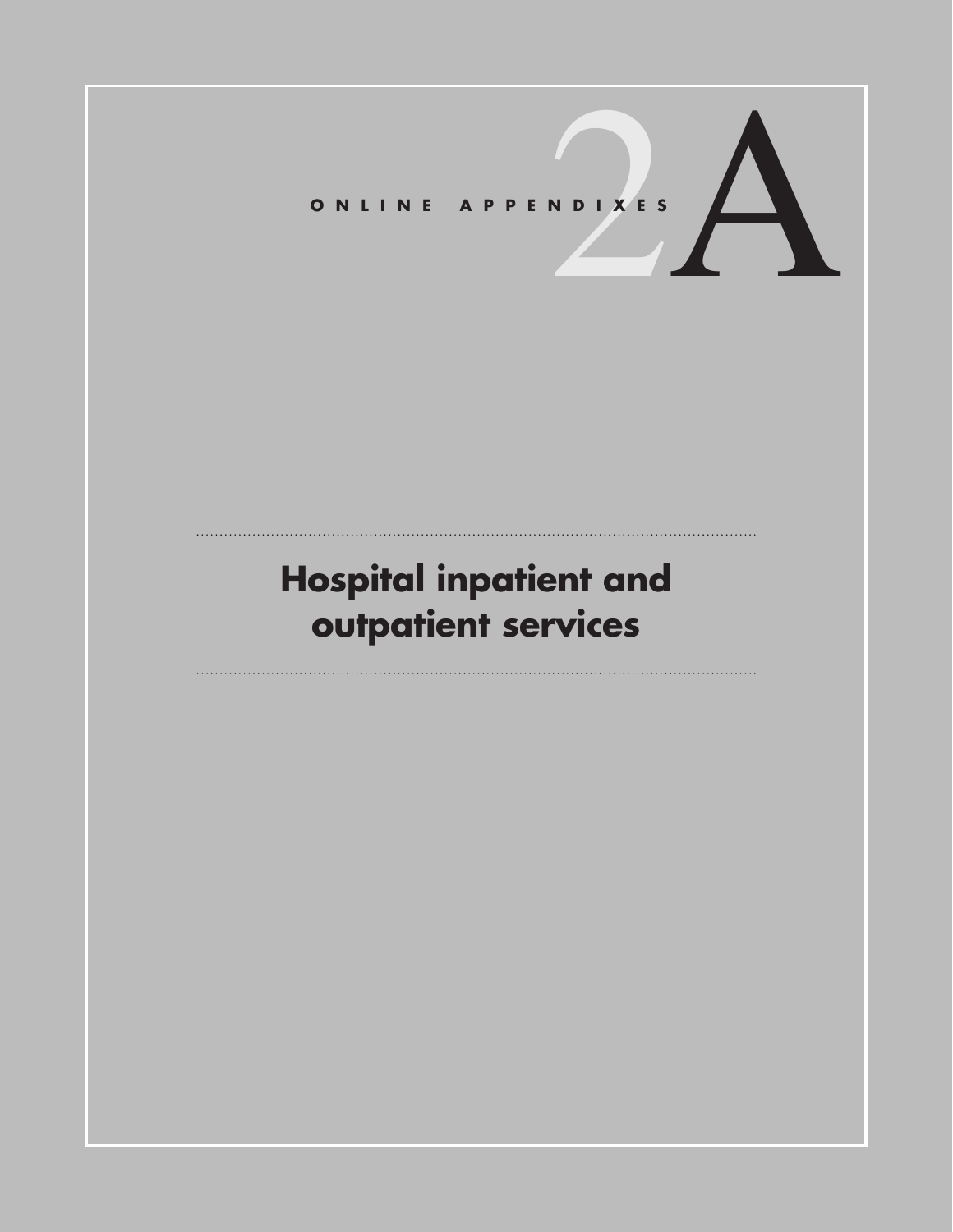ONLINE APPENDIXES

# 2A

# Hospital inpatient and outpatient services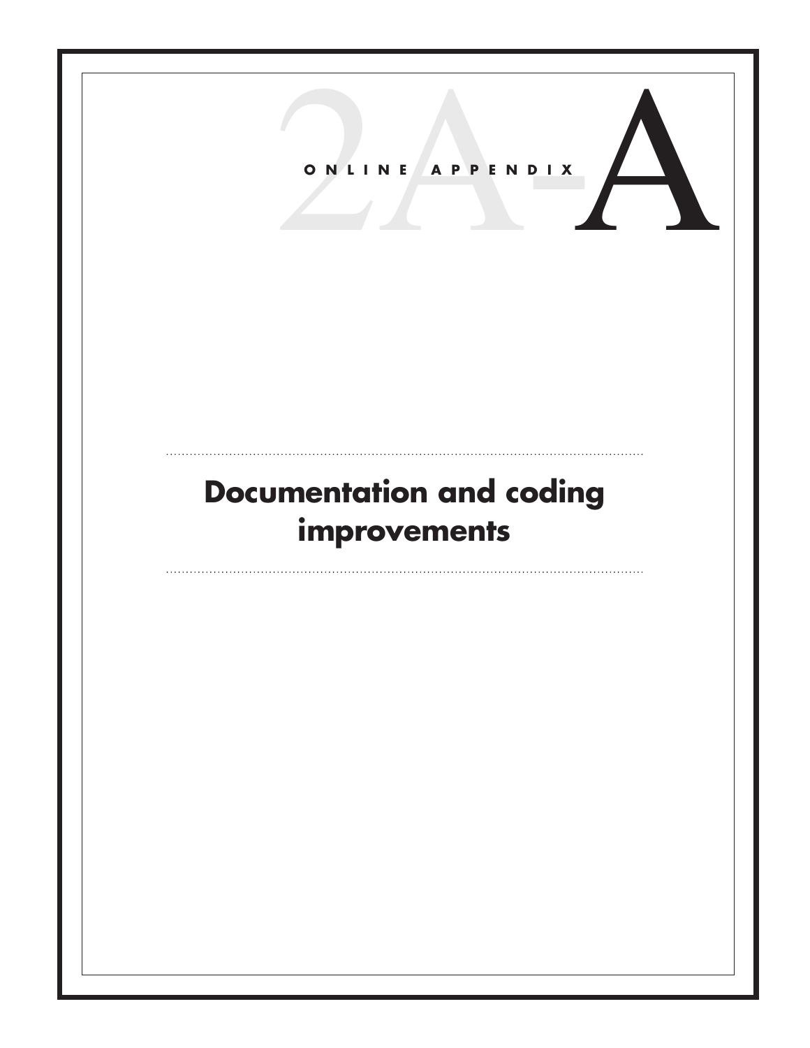ONLINE APPENDIX 2A-A

# Documentation and coding improvements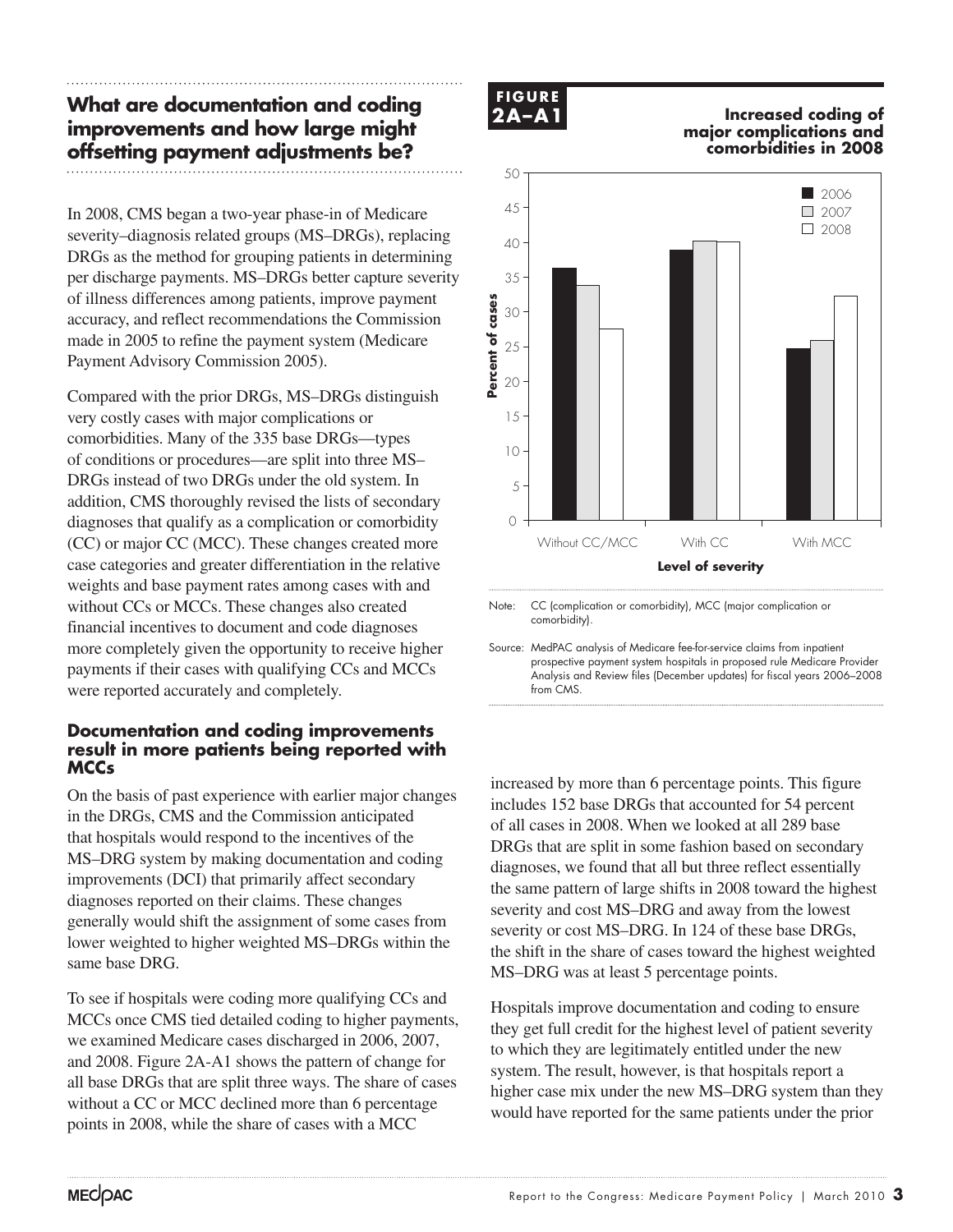## What are documentation and coding improvements and how large might offsetting payment adjustments be?

In 2008, CMS began a two-year phase-in of Medicare severity–diagnosis related groups (MS–DRGs), replacing DRGs as the method for grouping patients in determining per discharge payments. MS–DRGs better capture severity of illness differences among patients, improve payment accuracy, and reflect recommendations the Commission made in 2005 to refine the payment system (Medicare Payment Advisory Commission 2005).

Compared with the prior DRGs, MS–DRGs distinguish very costly cases with major complications or comorbidities. Many of the 335 base DRGs—types of conditions or procedures—are split into three MS–DRGs instead of two DRGs under the old system. In addition, CMS thoroughly revised the lists of secondary diagnoses that qualify as a complication or comorbidity (CC) or major CC (MCC). These changes created more case categories and greater differentiation in the relative weights and base payment rates among cases with and without CCs or MCCs. These changes also created financial incentives to document and code diagnoses more completely given the opportunity to receive higher payments if their cases with qualifying CCs and MCCs were reported accurately and completely.

### Documentation and coding improvements result in more patients being reported with MCCs

On the basis of past experience with earlier major changes in the DRGs, CMS and the Commission anticipated that hospitals would respond to the incentives of the MS–DRG system by making documentation and coding improvements (DCI) that primarily affect secondary diagnoses reported on their claims. These changes generally would shift the assignment of some cases from lower weighted to higher weighted MS–DRGs within the same base DRG.

To see if hospitals were coding more qualifying CCs and MCCs once CMS tied detailed coding to higher payments, we examined Medicare cases discharged in 2006, 2007, and 2008. Figure 2A-A1 shows the pattern of change for all base DRGs that are split three ways. The share of cases without a CC or MCC declined more than 6 percentage points in 2008, while the share of cases with a MCC increased by more than 6 percentage points. This figure includes 152 base DRGs that accounted for 54 percent of all cases in 2008. When we looked at all 289 base DRGs that are split in some fashion based on secondary diagnoses, we found that all but three reflect essentially the same pattern of large shifts in 2008 toward the highest severity and cost MS–DRG and away from the lowest severity or cost MS–DRG. In 124 of these base DRGs, the shift in the share of cases toward the highest weighted MS–DRG was at least 5 percentage points.

Hospitals improve documentation and coding to ensure they get full credit for the highest level of patient severity to which they are legitimately entitled under the new system. The result, however, is that hospitals report a higher case mix under the new MS–DRG system than they would have reported for the same patients under the prior

**FIGURE 2A–A1**

**Increased coding of major complications and comorbidities in 2008**

Note: CC (complication or comorbidity), MCC (major complication or comorbidity).

Source: MedPAC analysis of Medicare fee-for-service claims from inpatient prospective payment system hospitals in proposed rule Medicare Provider Analysis and Review files (December updates) for fiscal years 2006–2008 from CMS.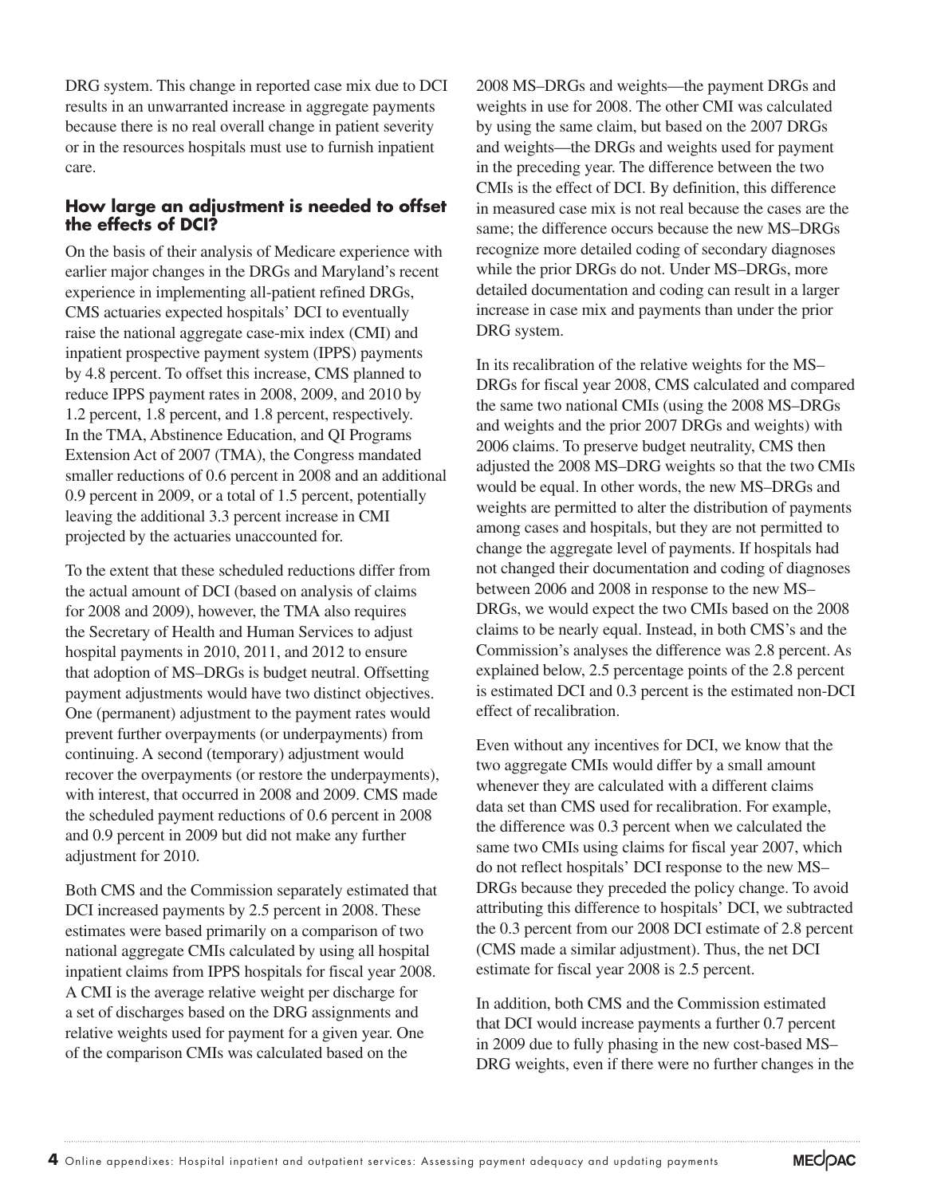DRG system. This change in reported case mix due to DCI results in an unwarranted increase in aggregate payments because there is no real overall change in patient severity or in the resources hospitals must use to furnish inpatient care.

### How large an adjustment is needed to offset the effects of DCI?

On the basis of their analysis of Medicare experience with earlier major changes in the DRGs and Maryland's recent experience in implementing all-patient refined DRGs, CMS actuaries expected hospitals' DCI to eventually raise the national aggregate case-mix index (CMI) and inpatient prospective payment system (IPPS) payments by 4.8 percent. To offset this increase, CMS planned to reduce IPPS payment rates in 2008, 2009, and 2010 by 1.2 percent, 1.8 percent, and 1.8 percent, respectively. In the TMA, Abstinence Education, and QI Programs Extension Act of 2007 (TMA), the Congress mandated smaller reductions of 0.6 percent in 2008 and an additional 0.9 percent in 2009, or a total of 1.5 percent, potentially leaving the additional 3.3 percent increase in CMI projected by the actuaries unaccounted for.

To the extent that these scheduled reductions differ from the actual amount of DCI (based on analysis of claims for 2008 and 2009), however, the TMA also requires the Secretary of Health and Human Services to adjust hospital payments in 2010, 2011, and 2012 to ensure that adoption of MS–DRGs is budget neutral. Offsetting payment adjustments would have two distinct objectives. One (permanent) adjustment to the payment rates would prevent further overpayments (or underpayments) from continuing. A second (temporary) adjustment would recover the overpayments (or restore the underpayments), with interest, that occurred in 2008 and 2009. CMS made the scheduled payment reductions of 0.6 percent in 2008 and 0.9 percent in 2009 but did not make any further adjustment for 2010.

Both CMS and the Commission separately estimated that DCI increased payments by 2.5 percent in 2008. These estimates were based primarily on a comparison of two national aggregate CMIs calculated by using all hospital inpatient claims from IPPS hospitals for fiscal year 2008. A CMI is the average relative weight per discharge for a set of discharges based on the DRG assignments and relative weights used for payment for a given year. One of the comparison CMIs was calculated based on the 2008 MS–DRGs and weights—the payment DRGs and weights in use for 2008. The other CMI was calculated by using the same claim, but based on the 2007 DRGs and weights—the DRGs and weights used for payment in the preceding year. The difference between the two CMIs is the effect of DCI. By definition, this difference in measured case mix is not real because the cases are the same; the difference occurs because the new MS–DRGs recognize more detailed coding of secondary diagnoses while the prior DRGs do not. Under MS–DRGs, more detailed documentation and coding can result in a larger increase in case mix and payments than under the prior DRG system.

In its recalibration of the relative weights for the MS–DRGs for fiscal year 2008, CMS calculated and compared the same two national CMIs (using the 2008 MS–DRGs and weights and the prior 2007 DRGs and weights) with 2006 claims. To preserve budget neutrality, CMS then adjusted the 2008 MS–DRG weights so that the two CMIs would be equal. In other words, the new MS–DRGs and weights are permitted to alter the distribution of payments among cases and hospitals, but they are not permitted to change the aggregate level of payments. If hospitals had not changed their documentation and coding of diagnoses between 2006 and 2008 in response to the new MS–DRGs, we would expect the two CMIs based on the 2008 claims to be nearly equal. Instead, in both CMS's and the Commission's analyses the difference was 2.8 percent. As explained below, 2.5 percentage points of the 2.8 percent is estimated DCI and 0.3 percent is the estimated non-DCI effect of recalibration.

Even without any incentives for DCI, we know that the two aggregate CMIs would differ by a small amount whenever they are calculated with a different claims data set than CMS used for recalibration. For example, the difference was 0.3 percent when we calculated the same two CMIs using claims for fiscal year 2007, which do not reflect hospitals' DCI response to the new MS–DRGs because they preceded the policy change. To avoid attributing this difference to hospitals' DCI, we subtracted the 0.3 percent from our 2008 DCI estimate of 2.8 percent (CMS made a similar adjustment). Thus, the net DCI estimate for fiscal year 2008 is 2.5 percent.

In addition, both CMS and the Commission estimated that DCI would increase payments a further 0.7 percent in 2009 due to fully phasing in the new cost-based MS–DRG weights, even if there were no further changes in the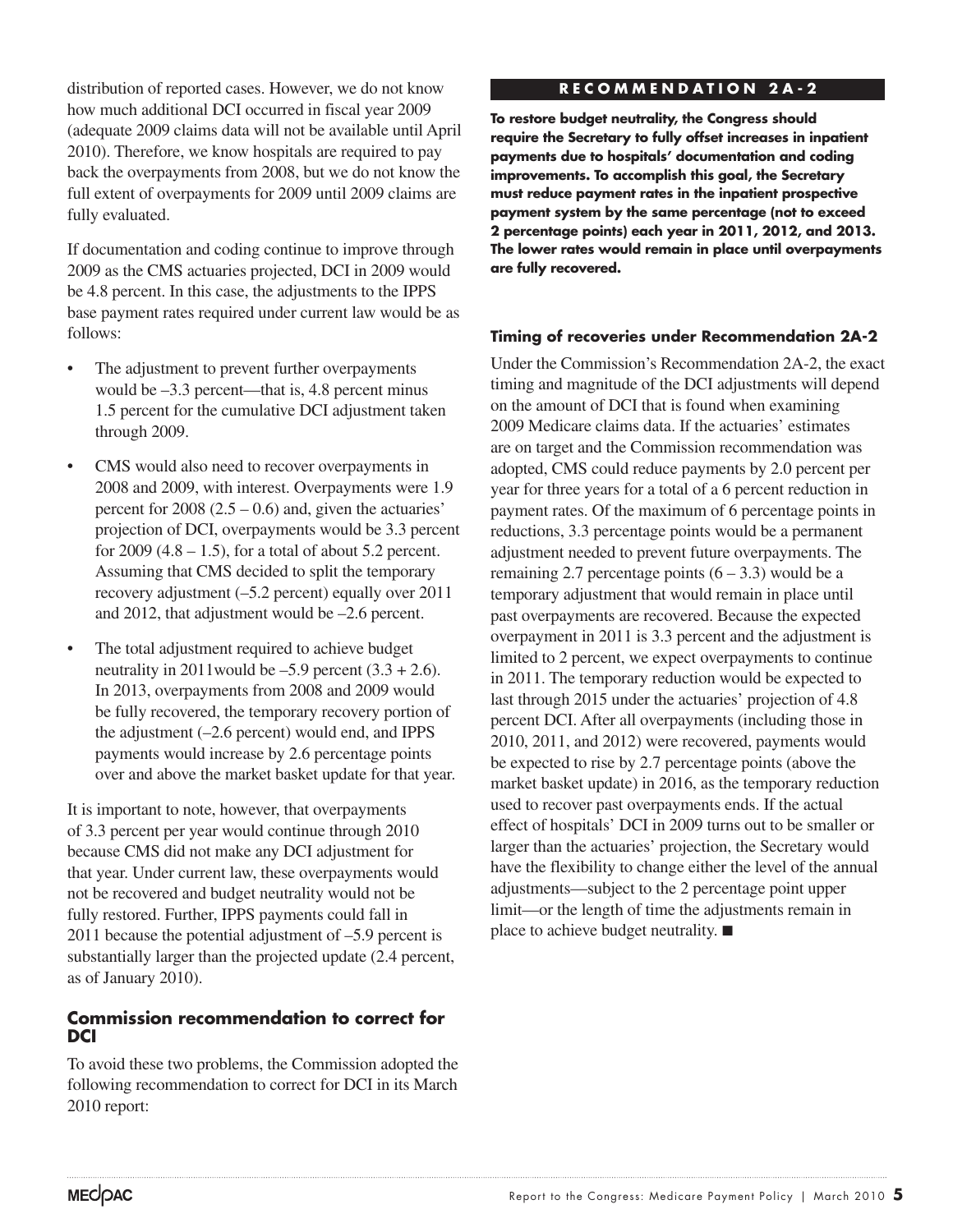distribution of reported cases. However, we do not know how much additional DCI occurred in fiscal year 2009 (adequate 2009 claims data will not be available until April 2010). Therefore, we know hospitals are required to pay back the overpayments from 2008, but we do not know the full extent of overpayments for 2009 until 2009 claims are fully evaluated.

If documentation and coding continue to improve through 2009 as the CMS actuaries projected, DCI in 2009 would be 4.8 percent. In this case, the adjustments to the IPPS base payment rates required under current law would be as follows:

- The adjustment to prevent further overpayments would be –3.3 percent—that is, 4.8 percent minus 1.5 percent for the cumulative DCI adjustment taken through 2009.
- CMS would also need to recover overpayments in 2008 and 2009, with interest. Overpayments were 1.9 percent for 2008 (2.5 – 0.6) and, given the actuaries' projection of DCI, overpayments would be 3.3 percent for 2009 (4.8 – 1.5), for a total of about 5.2 percent. Assuming that CMS decided to split the temporary recovery adjustment (–5.2 percent) equally over 2011 and 2012, that adjustment would be –2.6 percent.
- The total adjustment required to achieve budget neutrality in 2011would be –5.9 percent (3.3 + 2.6). In 2013, overpayments from 2008 and 2009 would be fully recovered, the temporary recovery portion of the adjustment (–2.6 percent) would end, and IPPS payments would increase by 2.6 percentage points over and above the market basket update for that year.

It is important to note, however, that overpayments of 3.3 percent per year would continue through 2010 because CMS did not make any DCI adjustment for that year. Under current law, these overpayments would not be recovered and budget neutrality would not be fully restored. Further, IPPS payments could fall in 2011 because the potential adjustment of –5.9 percent is substantially larger than the projected update (2.4 percent, as of January 2010).

### Commission recommendation to correct for DCI

To avoid these two problems, the Commission adopted the following recommendation to correct for DCI in its March 2010 report:

**RECOMMENDATION 2A-2**

**To restore budget neutrality, the Congress should require the Secretary to fully offset increases in inpatient payments due to hospitals' documentation and coding improvements. To accomplish this goal, the Secretary must reduce payment rates in the inpatient prospective payment system by the same percentage (not to exceed 2 percentage points) each year in 2011, 2012, and 2013. The lower rates would remain in place until overpayments are fully recovered.**

### Timing of recoveries under Recommendation 2A-2

Under the Commission's Recommendation 2A-2, the exact timing and magnitude of the DCI adjustments will depend on the amount of DCI that is found when examining 2009 Medicare claims data. If the actuaries' estimates are on target and the Commission recommendation was adopted, CMS could reduce payments by 2.0 percent per year for three years for a total of a 6 percent reduction in payment rates. Of the maximum of 6 percentage points in reductions, 3.3 percentage points would be a permanent adjustment needed to prevent future overpayments. The remaining 2.7 percentage points (6 – 3.3) would be a temporary adjustment that would remain in place until past overpayments are recovered. Because the expected overpayment in 2011 is 3.3 percent and the adjustment is limited to 2 percent, we expect overpayments to continue in 2011. The temporary reduction would be expected to last through 2015 under the actuaries' projection of 4.8 percent DCI. After all overpayments (including those in 2010, 2011, and 2012) were recovered, payments would be expected to rise by 2.7 percentage points (above the market basket update) in 2016, as the temporary reduction used to recover past overpayments ends. If the actual effect of hospitals' DCI in 2009 turns out to be smaller or larger than the actuaries' projection, the Secretary would have the flexibility to change either the level of the annual adjustments—subject to the 2 percentage point upper limit—or the length of time the adjustments remain in place to achieve budget neutrality. ■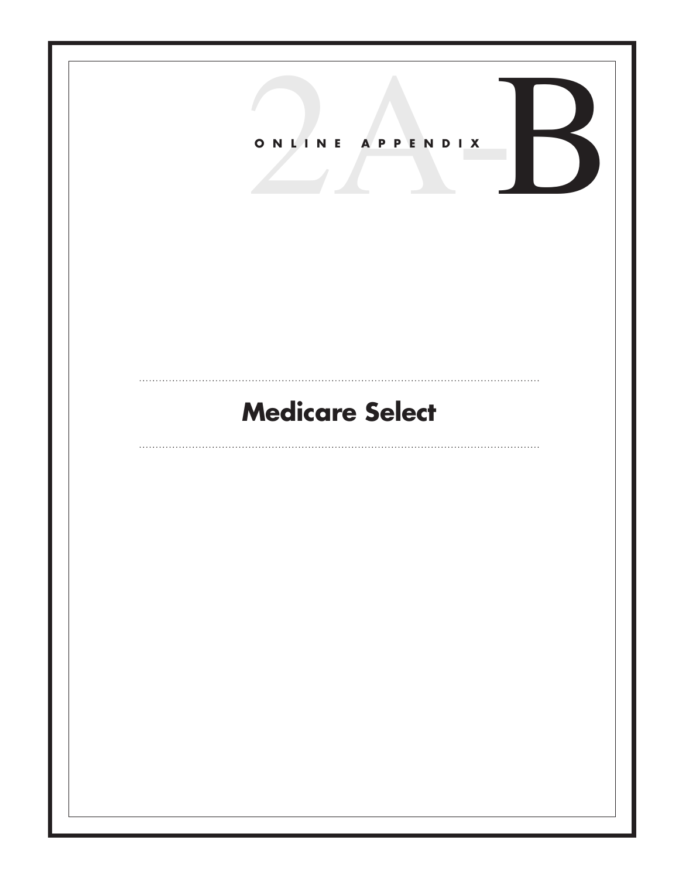ONLINE APPENDIX 2A-B

# Medicare Select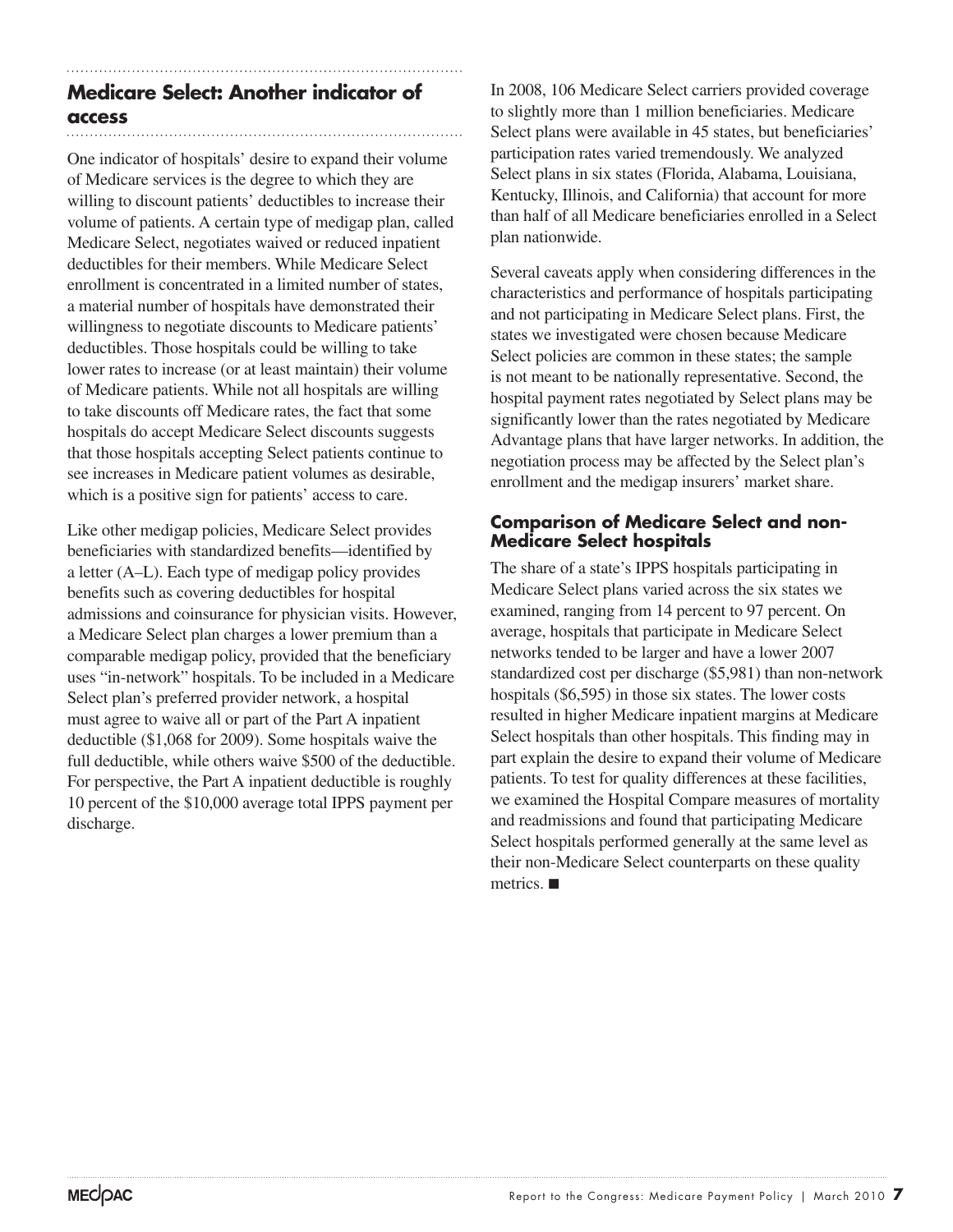## Medicare Select: Another indicator of access

One indicator of hospitals' desire to expand their volume of Medicare services is the degree to which they are willing to discount patients' deductibles to increase their volume of patients. A certain type of medigap plan, called Medicare Select, negotiates waived or reduced inpatient deductibles for their members. While Medicare Select enrollment is concentrated in a limited number of states, a material number of hospitals have demonstrated their willingness to negotiate discounts to Medicare patients' deductibles. Those hospitals could be willing to take lower rates to increase (or at least maintain) their volume of Medicare patients. While not all hospitals are willing to take discounts off Medicare rates, the fact that some hospitals do accept Medicare Select discounts suggests that those hospitals accepting Select patients continue to see increases in Medicare patient volumes as desirable, which is a positive sign for patients' access to care.

Like other medigap policies, Medicare Select provides beneficiaries with standardized benefits—identified by a letter (A–L). Each type of medigap policy provides benefits such as covering deductibles for hospital admissions and coinsurance for physician visits. However, a Medicare Select plan charges a lower premium than a comparable medigap policy, provided that the beneficiary uses "in-network" hospitals. To be included in a Medicare Select plan's preferred provider network, a hospital must agree to waive all or part of the Part A inpatient deductible ($1,068 for 2009). Some hospitals waive the full deductible, while others waive $500 of the deductible. For perspective, the Part A inpatient deductible is roughly 10 percent of the $10,000 average total IPPS payment per discharge.

In 2008, 106 Medicare Select carriers provided coverage to slightly more than 1 million beneficiaries. Medicare Select plans were available in 45 states, but beneficiaries' participation rates varied tremendously. We analyzed Select plans in six states (Florida, Alabama, Louisiana, Kentucky, Illinois, and California) that account for more than half of all Medicare beneficiaries enrolled in a Select plan nationwide.

Several caveats apply when considering differences in the characteristics and performance of hospitals participating and not participating in Medicare Select plans. First, the states we investigated were chosen because Medicare Select policies are common in these states; the sample is not meant to be nationally representative. Second, the hospital payment rates negotiated by Select plans may be significantly lower than the rates negotiated by Medicare Advantage plans that have larger networks. In addition, the negotiation process may be affected by the Select plan's enrollment and the medigap insurers' market share.

### Comparison of Medicare Select and non-Medicare Select hospitals

The share of a state's IPPS hospitals participating in Medicare Select plans varied across the six states we examined, ranging from 14 percent to 97 percent. On average, hospitals that participate in Medicare Select networks tended to be larger and have a lower 2007 standardized cost per discharge ($5,981) than non-network hospitals ($6,595) in those six states. The lower costs resulted in higher Medicare inpatient margins at Medicare Select hospitals than other hospitals. This finding may in part explain the desire to expand their volume of Medicare patients. To test for quality differences at these facilities, we examined the Hospital Compare measures of mortality and readmissions and found that participating Medicare Select hospitals performed generally at the same level as their non-Medicare Select counterparts on these quality metrics. ■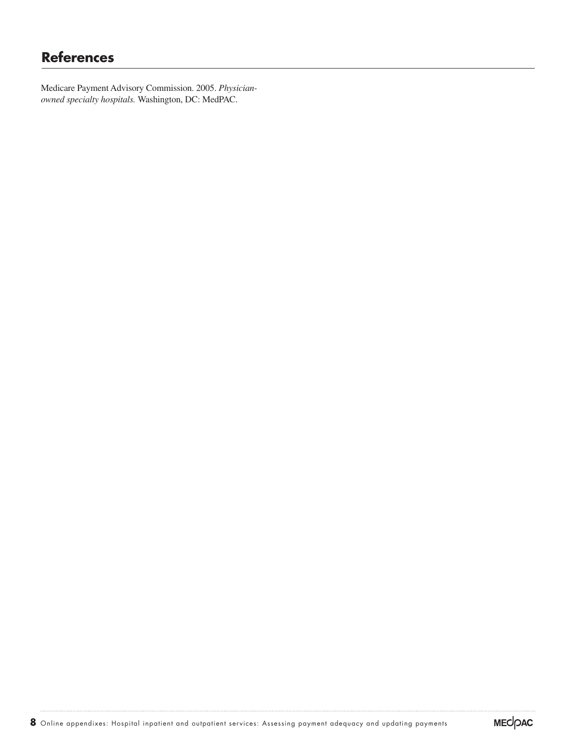## References

Medicare Payment Advisory Commission. 2005. *Physician-owned specialty hospitals.* Washington, DC: MedPAC.